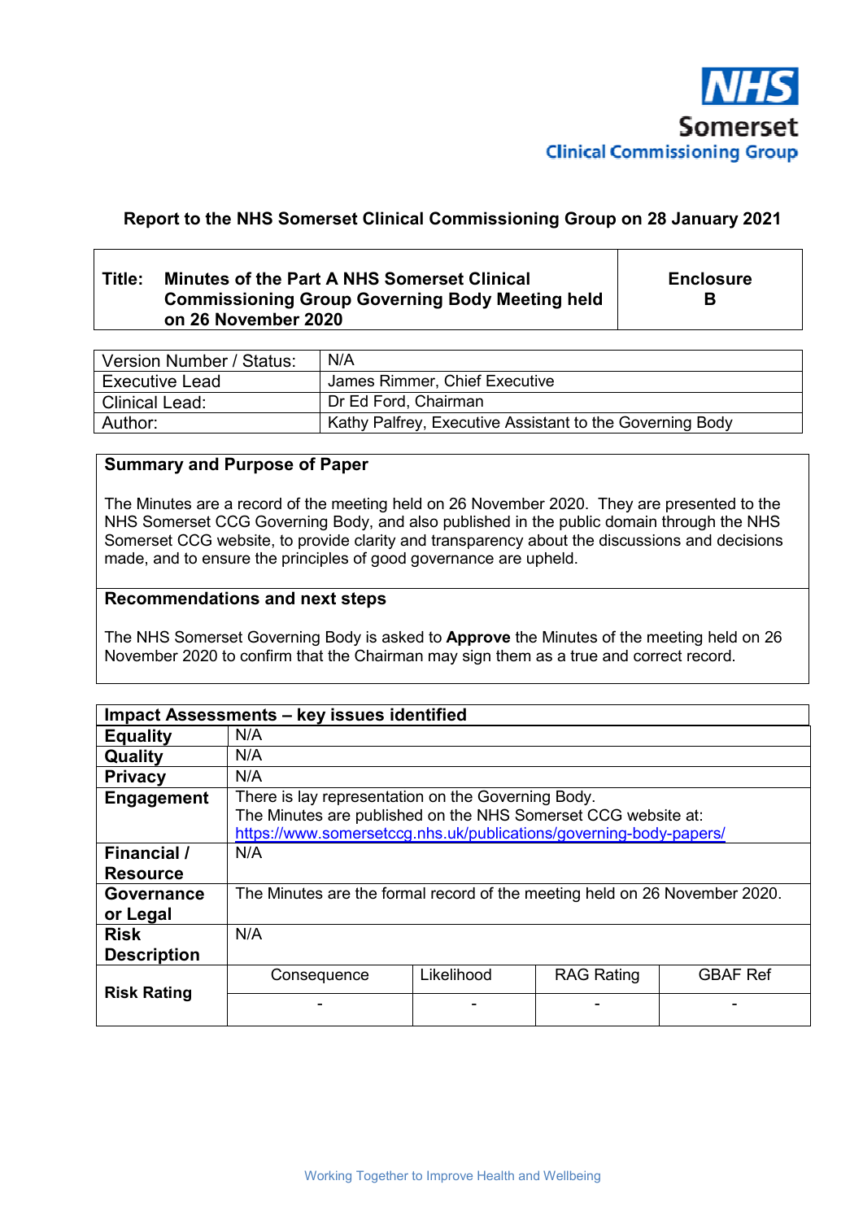NHS
Somerset
Clinical Commissioning Group

**Report to the NHS Somerset Clinical Commissioning Group on 28 January 2021**

| **Title: Minutes of the Part A NHS Somerset Clinical Commissioning Group Governing Body Meeting held on 26 November 2020** | **Enclosure B** |
|---|---|

| Version Number / Status: | N/A |
|---|---|
| Executive Lead | James Rimmer, Chief Executive |
| Clinical Lead: | Dr Ed Ford, Chairman |
| Author: | Kathy Palfrey, Executive Assistant to the Governing Body |

**Summary and Purpose of Paper**

The Minutes are a record of the meeting held on 26 November 2020. They are presented to the NHS Somerset CCG Governing Body, and also published in the public domain through the NHS Somerset CCG website, to provide clarity and transparency about the discussions and decisions made, and to ensure the principles of good governance are upheld.

**Recommendations and next steps**

The NHS Somerset Governing Body is asked to **Approve** the Minutes of the meeting held on 26 November 2020 to confirm that the Chairman may sign them as a true and correct record.

| **Impact Assessments – key issues identified** | | | | |
|---|---|---|---|---|
| **Equality** | N/A | | | |
| **Quality** | N/A | | | |
| **Privacy** | N/A | | | |
| **Engagement** | There is lay representation on the Governing Body. The Minutes are published on the NHS Somerset CCG website at: https://www.somersetccg.nhs.uk/publications/governing-body-papers/ | | | |
| **Financial / Resource** | N/A | | | |
| **Governance or Legal** | The Minutes are the formal record of the meeting held on 26 November 2020. | | | |
| **Risk Description** | N/A | | | |
| **Risk Rating** | Consequence | Likelihood | RAG Rating | GBAF Ref |
| | - | - | - | - |

Working Together to Improve Health and Wellbeing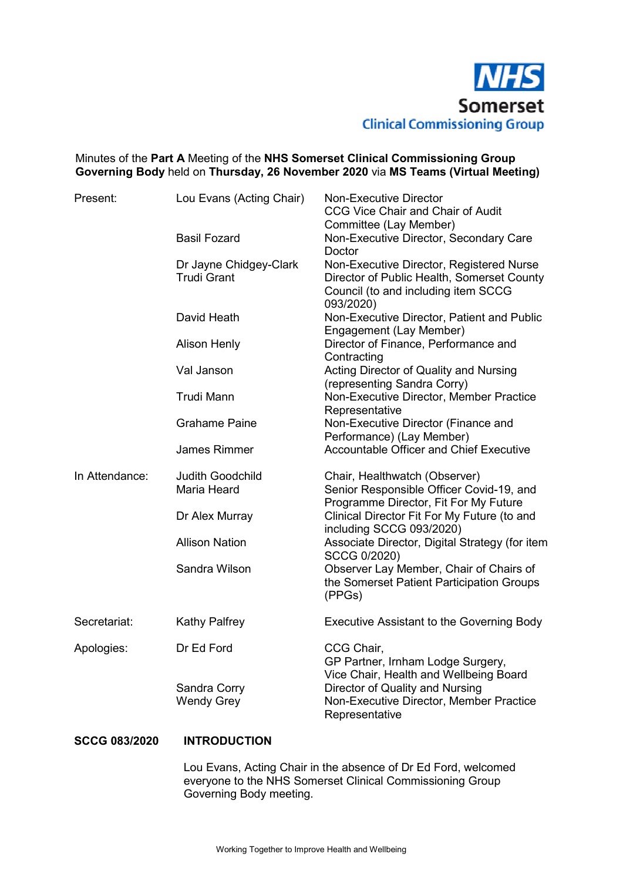Minutes of the **Part A** Meeting of the **NHS Somerset Clinical Commissioning Group Governing Body** held on **Thursday, 26 November 2020** via **MS Teams (Virtual Meeting)**

| | | |
|---|---|---|
| Present: | Lou Evans (Acting Chair) | Non-Executive Director<br>CCG Vice Chair and Chair of Audit Committee (Lay Member) |
| | Basil Fozard | Non-Executive Director, Secondary Care Doctor |
| | Dr Jayne Chidgey-Clark | Non-Executive Director, Registered Nurse |
| | Trudi Grant | Director of Public Health, Somerset County Council (to and including item SCCG 093/2020) |
| | David Heath | Non-Executive Director, Patient and Public Engagement (Lay Member) |
| | Alison Henly | Director of Finance, Performance and Contracting |
| | Val Janson | Acting Director of Quality and Nursing (representing Sandra Corry) |
| | Trudi Mann | Non-Executive Director, Member Practice Representative |
| | Grahame Paine | Non-Executive Director (Finance and Performance) (Lay Member) |
| | James Rimmer | Accountable Officer and Chief Executive |
| In Attendance: | Judith Goodchild | Chair, Healthwatch (Observer) |
| | Maria Heard | Senior Responsible Officer Covid-19, and Programme Director, Fit For My Future |
| | Dr Alex Murray | Clinical Director Fit For My Future (to and including SCCG 093/2020) |
| | Allison Nation | Associate Director, Digital Strategy (for item SCCG 0/2020) |
| | Sandra Wilson | Observer Lay Member, Chair of Chairs of the Somerset Patient Participation Groups (PPGs) |
| Secretariat: | Kathy Palfrey | Executive Assistant to the Governing Body |
| Apologies: | Dr Ed Ford | CCG Chair,<br>GP Partner, Irnham Lodge Surgery,<br>Vice Chair, Health and Wellbeing Board |
| | Sandra Corry | Director of Quality and Nursing |
| | Wendy Grey | Non-Executive Director, Member Practice Representative |

**SCCG 083/2020 INTRODUCTION**

Lou Evans, Acting Chair in the absence of Dr Ed Ford, welcomed everyone to the NHS Somerset Clinical Commissioning Group Governing Body meeting.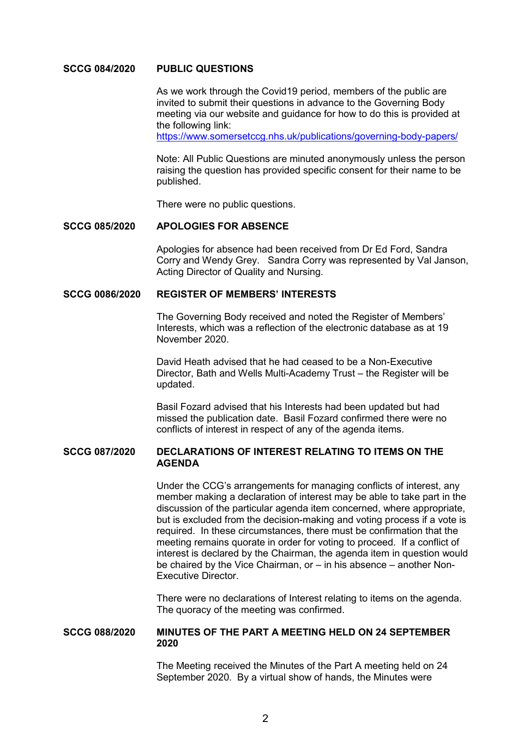**SCCG 084/2020 PUBLIC QUESTIONS**

As we work through the Covid19 period, members of the public are invited to submit their questions in advance to the Governing Body meeting via our website and guidance for how to do this is provided at the following link:
https://www.somersetccg.nhs.uk/publications/governing-body-papers/

Note: All Public Questions are minuted anonymously unless the person raising the question has provided specific consent for their name to be published.

There were no public questions.

**SCCG 085/2020 APOLOGIES FOR ABSENCE**

Apologies for absence had been received from Dr Ed Ford, Sandra Corry and Wendy Grey. Sandra Corry was represented by Val Janson, Acting Director of Quality and Nursing.

**SCCG 0086/2020 REGISTER OF MEMBERS' INTERESTS**

The Governing Body received and noted the Register of Members' Interests, which was a reflection of the electronic database as at 19 November 2020.

David Heath advised that he had ceased to be a Non-Executive Director, Bath and Wells Multi-Academy Trust – the Register will be updated.

Basil Fozard advised that his Interests had been updated but had missed the publication date. Basil Fozard confirmed there were no conflicts of interest in respect of any of the agenda items.

**SCCG 087/2020 DECLARATIONS OF INTEREST RELATING TO ITEMS ON THE AGENDA**

Under the CCG's arrangements for managing conflicts of interest, any member making a declaration of interest may be able to take part in the discussion of the particular agenda item concerned, where appropriate, but is excluded from the decision-making and voting process if a vote is required. In these circumstances, there must be confirmation that the meeting remains quorate in order for voting to proceed. If a conflict of interest is declared by the Chairman, the agenda item in question would be chaired by the Vice Chairman, or – in his absence – another Non-Executive Director.

There were no declarations of Interest relating to items on the agenda. The quoracy of the meeting was confirmed.

**SCCG 088/2020 MINUTES OF THE PART A MEETING HELD ON 24 SEPTEMBER 2020**

The Meeting received the Minutes of the Part A meeting held on 24 September 2020. By a virtual show of hands, the Minutes were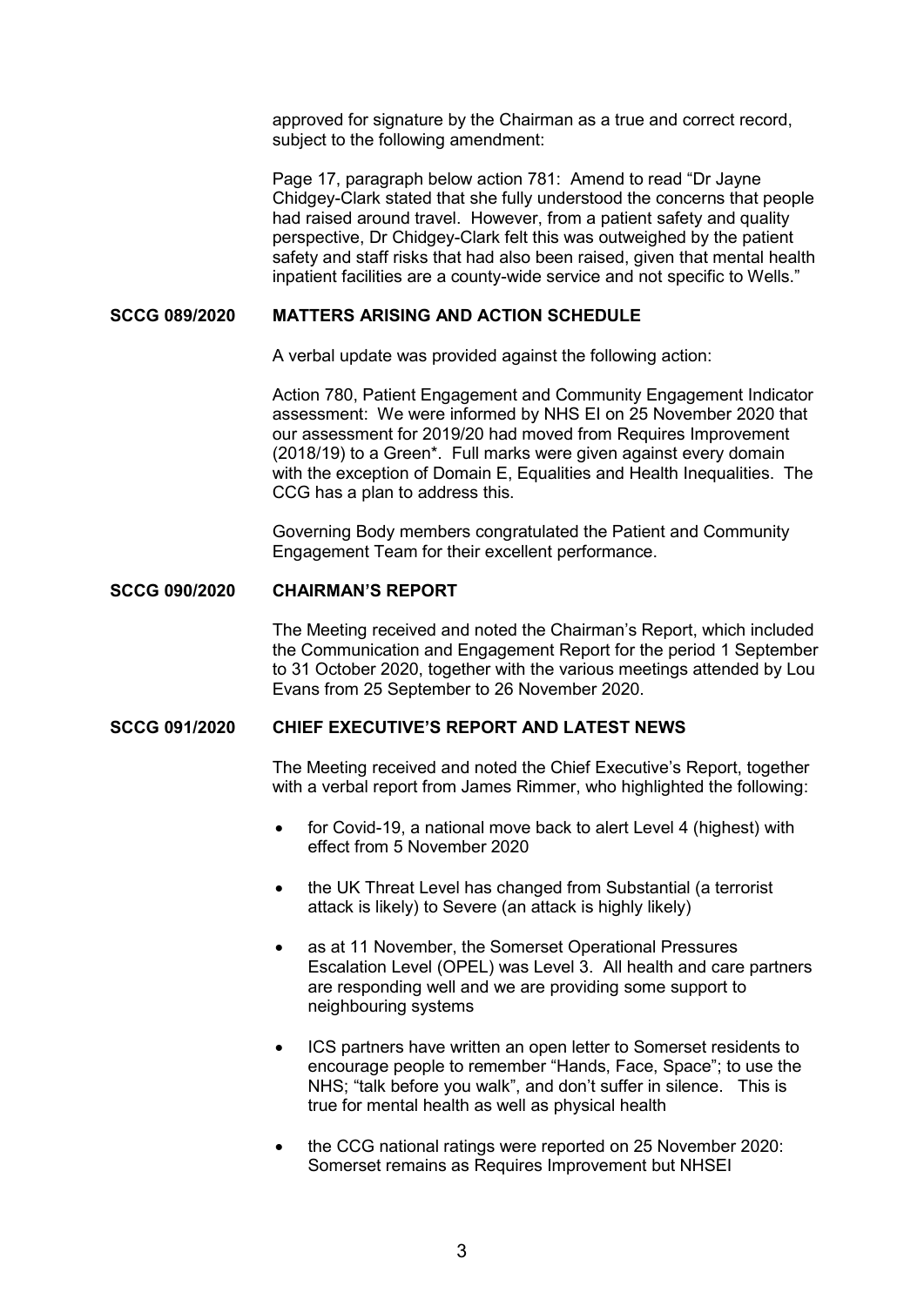approved for signature by the Chairman as a true and correct record, subject to the following amendment:

Page 17, paragraph below action 781: Amend to read "Dr Jayne Chidgey-Clark stated that she fully understood the concerns that people had raised around travel. However, from a patient safety and quality perspective, Dr Chidgey-Clark felt this was outweighed by the patient safety and staff risks that had also been raised, given that mental health inpatient facilities are a county-wide service and not specific to Wells."

**SCCG 089/2020 MATTERS ARISING AND ACTION SCHEDULE**

A verbal update was provided against the following action:

Action 780, Patient Engagement and Community Engagement Indicator assessment: We were informed by NHS EI on 25 November 2020 that our assessment for 2019/20 had moved from Requires Improvement (2018/19) to a Green*. Full marks were given against every domain with the exception of Domain E, Equalities and Health Inequalities. The CCG has a plan to address this.

Governing Body members congratulated the Patient and Community Engagement Team for their excellent performance.

**SCCG 090/2020 CHAIRMAN'S REPORT**

The Meeting received and noted the Chairman's Report, which included the Communication and Engagement Report for the period 1 September to 31 October 2020, together with the various meetings attended by Lou Evans from 25 September to 26 November 2020.

**SCCG 091/2020 CHIEF EXECUTIVE'S REPORT AND LATEST NEWS**

The Meeting received and noted the Chief Executive's Report, together with a verbal report from James Rimmer, who highlighted the following:

- for Covid-19, a national move back to alert Level 4 (highest) with effect from 5 November 2020
- the UK Threat Level has changed from Substantial (a terrorist attack is likely) to Severe (an attack is highly likely)
- as at 11 November, the Somerset Operational Pressures Escalation Level (OPEL) was Level 3. All health and care partners are responding well and we are providing some support to neighbouring systems
- ICS partners have written an open letter to Somerset residents to encourage people to remember "Hands, Face, Space"; to use the NHS; "talk before you walk", and don't suffer in silence. This is true for mental health as well as physical health
- the CCG national ratings were reported on 25 November 2020: Somerset remains as Requires Improvement but NHSEI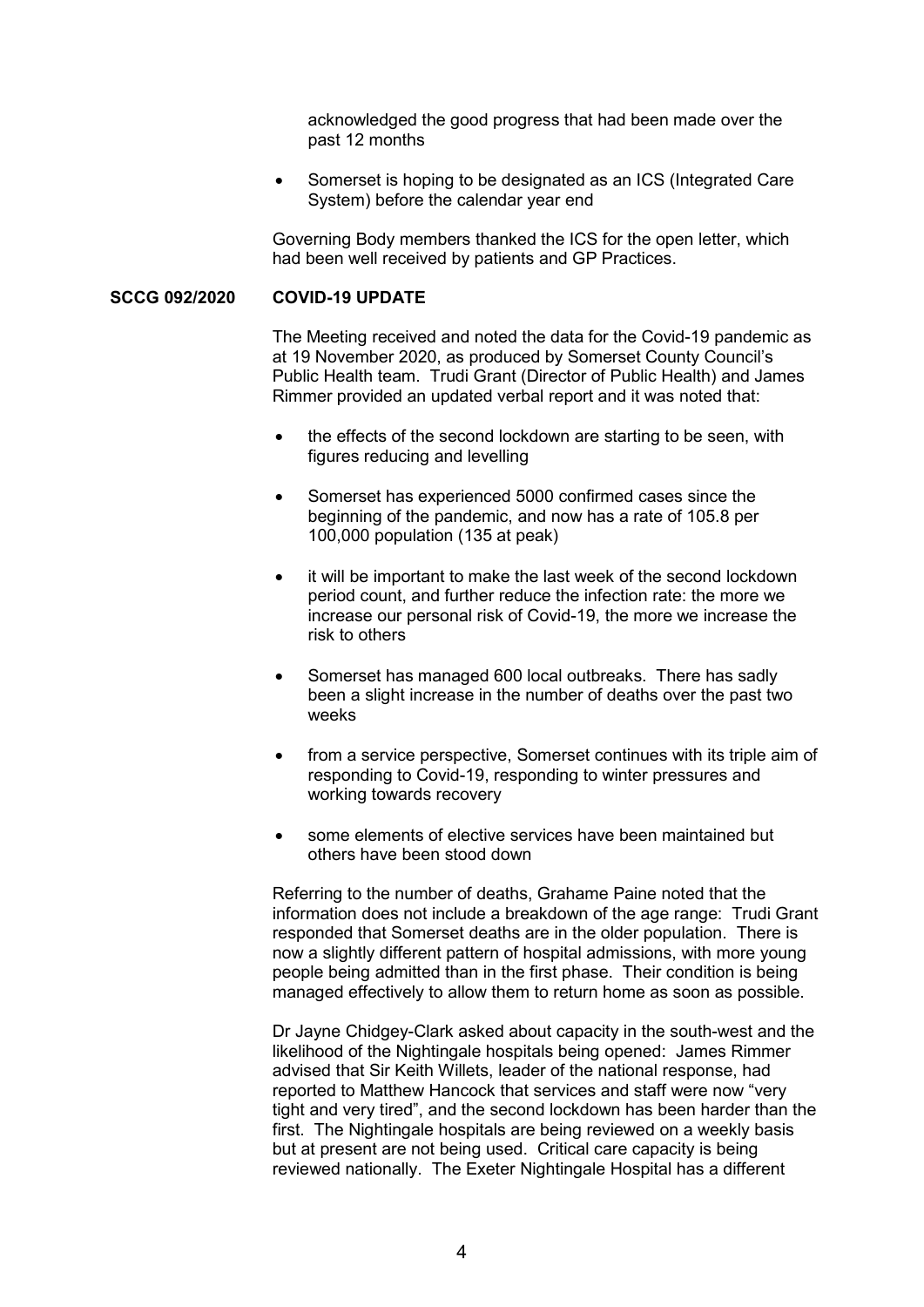acknowledged the good progress that had been made over the past 12 months

- Somerset is hoping to be designated as an ICS (Integrated Care System) before the calendar year end

Governing Body members thanked the ICS for the open letter, which had been well received by patients and GP Practices.

**SCCG 092/2020 COVID-19 UPDATE**

The Meeting received and noted the data for the Covid-19 pandemic as at 19 November 2020, as produced by Somerset County Council's Public Health team. Trudi Grant (Director of Public Health) and James Rimmer provided an updated verbal report and it was noted that:

- the effects of the second lockdown are starting to be seen, with figures reducing and levelling
- Somerset has experienced 5000 confirmed cases since the beginning of the pandemic, and now has a rate of 105.8 per 100,000 population (135 at peak)
- it will be important to make the last week of the second lockdown period count, and further reduce the infection rate: the more we increase our personal risk of Covid-19, the more we increase the risk to others
- Somerset has managed 600 local outbreaks. There has sadly been a slight increase in the number of deaths over the past two weeks
- from a service perspective, Somerset continues with its triple aim of responding to Covid-19, responding to winter pressures and working towards recovery
- some elements of elective services have been maintained but others have been stood down

Referring to the number of deaths, Grahame Paine noted that the information does not include a breakdown of the age range: Trudi Grant responded that Somerset deaths are in the older population. There is now a slightly different pattern of hospital admissions, with more young people being admitted than in the first phase. Their condition is being managed effectively to allow them to return home as soon as possible.

Dr Jayne Chidgey-Clark asked about capacity in the south-west and the likelihood of the Nightingale hospitals being opened: James Rimmer advised that Sir Keith Willets, leader of the national response, had reported to Matthew Hancock that services and staff were now "very tight and very tired", and the second lockdown has been harder than the first. The Nightingale hospitals are being reviewed on a weekly basis but at present are not being used. Critical care capacity is being reviewed nationally. The Exeter Nightingale Hospital has a different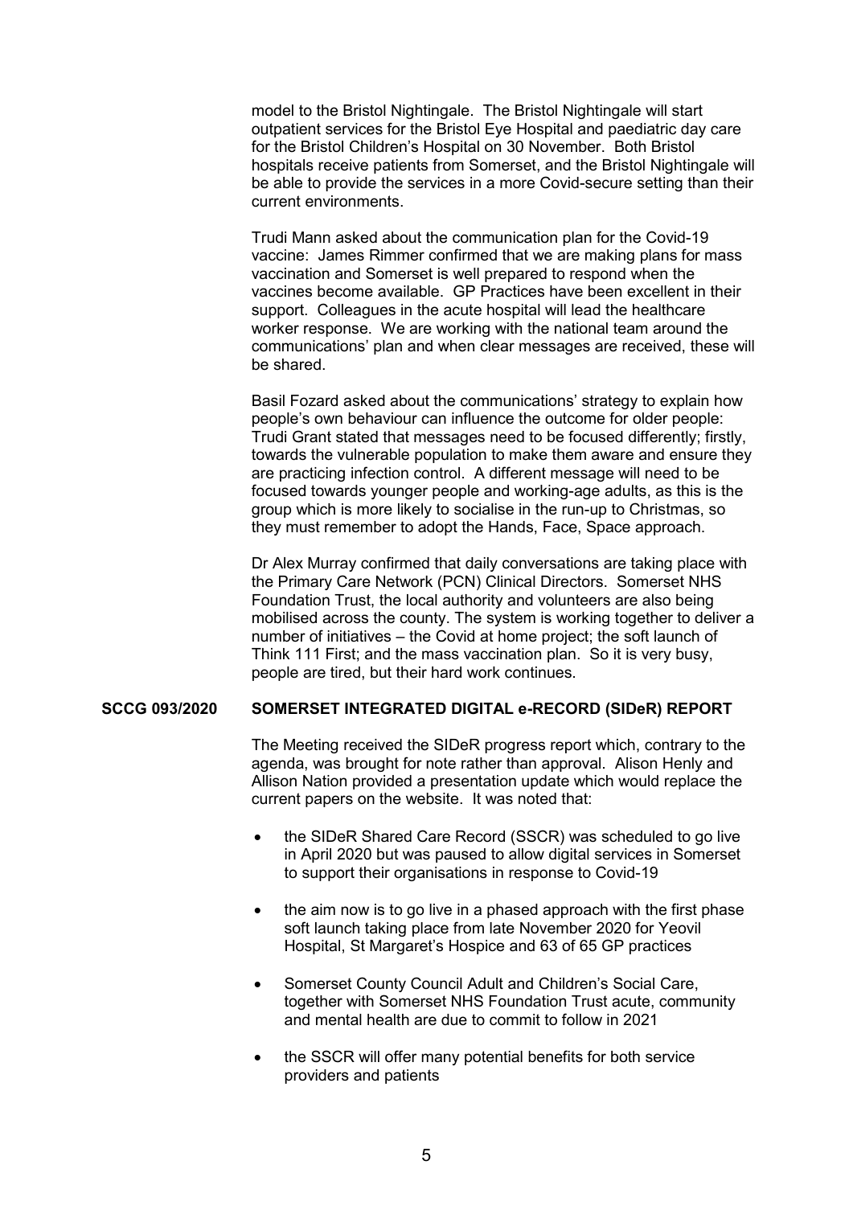model to the Bristol Nightingale. The Bristol Nightingale will start outpatient services for the Bristol Eye Hospital and paediatric day care for the Bristol Children's Hospital on 30 November. Both Bristol hospitals receive patients from Somerset, and the Bristol Nightingale will be able to provide the services in a more Covid-secure setting than their current environments.

Trudi Mann asked about the communication plan for the Covid-19 vaccine: James Rimmer confirmed that we are making plans for mass vaccination and Somerset is well prepared to respond when the vaccines become available. GP Practices have been excellent in their support. Colleagues in the acute hospital will lead the healthcare worker response. We are working with the national team around the communications' plan and when clear messages are received, these will be shared.

Basil Fozard asked about the communications' strategy to explain how people's own behaviour can influence the outcome for older people: Trudi Grant stated that messages need to be focused differently; firstly, towards the vulnerable population to make them aware and ensure they are practicing infection control. A different message will need to be focused towards younger people and working-age adults, as this is the group which is more likely to socialise in the run-up to Christmas, so they must remember to adopt the Hands, Face, Space approach.

Dr Alex Murray confirmed that daily conversations are taking place with the Primary Care Network (PCN) Clinical Directors. Somerset NHS Foundation Trust, the local authority and volunteers are also being mobilised across the county. The system is working together to deliver a number of initiatives – the Covid at home project; the soft launch of Think 111 First; and the mass vaccination plan. So it is very busy, people are tired, but their hard work continues.

## SCCG 093/2020 SOMERSET INTEGRATED DIGITAL e-RECORD (SIDeR) REPORT

The Meeting received the SIDeR progress report which, contrary to the agenda, was brought for note rather than approval. Alison Henly and Allison Nation provided a presentation update which would replace the current papers on the website. It was noted that:

- the SIDeR Shared Care Record (SSCR) was scheduled to go live in April 2020 but was paused to allow digital services in Somerset to support their organisations in response to Covid-19
- the aim now is to go live in a phased approach with the first phase soft launch taking place from late November 2020 for Yeovil Hospital, St Margaret's Hospice and 63 of 65 GP practices
- Somerset County Council Adult and Children's Social Care, together with Somerset NHS Foundation Trust acute, community and mental health are due to commit to follow in 2021
- the SSCR will offer many potential benefits for both service providers and patients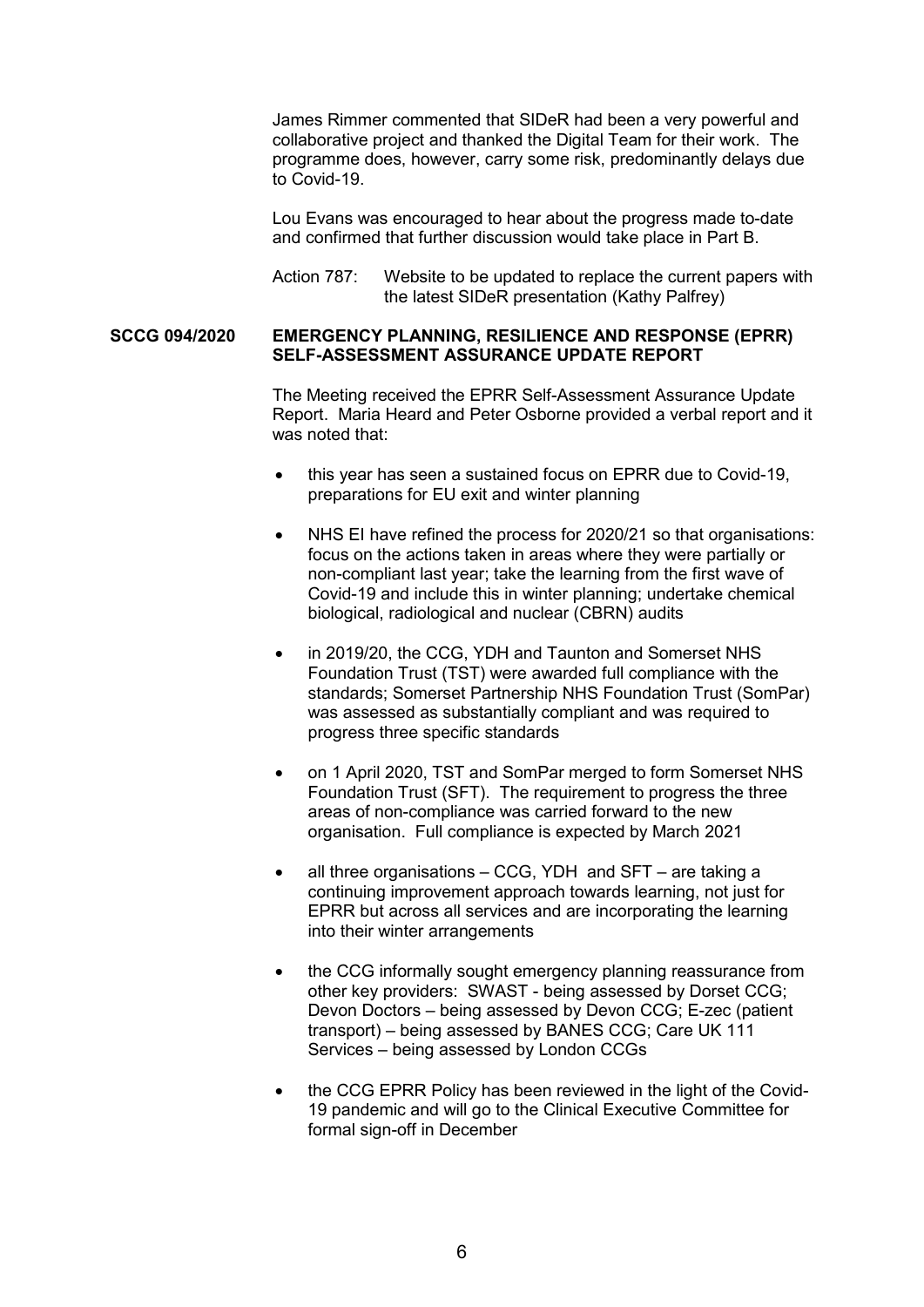James Rimmer commented that SIDeR had been a very powerful and collaborative project and thanked the Digital Team for their work. The programme does, however, carry some risk, predominantly delays due to Covid-19.

Lou Evans was encouraged to hear about the progress made to-date and confirmed that further discussion would take place in Part B.

Action 787: Website to be updated to replace the current papers with the latest SIDeR presentation (Kathy Palfrey)

**SCCG 094/2020 EMERGENCY PLANNING, RESILIENCE AND RESPONSE (EPRR) SELF-ASSESSMENT ASSURANCE UPDATE REPORT**

The Meeting received the EPRR Self-Assessment Assurance Update Report. Maria Heard and Peter Osborne provided a verbal report and it was noted that:

- this year has seen a sustained focus on EPRR due to Covid-19, preparations for EU exit and winter planning
- NHS EI have refined the process for 2020/21 so that organisations: focus on the actions taken in areas where they were partially or non-compliant last year; take the learning from the first wave of Covid-19 and include this in winter planning; undertake chemical biological, radiological and nuclear (CBRN) audits
- in 2019/20, the CCG, YDH and Taunton and Somerset NHS Foundation Trust (TST) were awarded full compliance with the standards; Somerset Partnership NHS Foundation Trust (SomPar) was assessed as substantially compliant and was required to progress three specific standards
- on 1 April 2020, TST and SomPar merged to form Somerset NHS Foundation Trust (SFT). The requirement to progress the three areas of non-compliance was carried forward to the new organisation. Full compliance is expected by March 2021
- all three organisations – CCG, YDH and SFT – are taking a continuing improvement approach towards learning, not just for EPRR but across all services and are incorporating the learning into their winter arrangements
- the CCG informally sought emergency planning reassurance from other key providers: SWAST - being assessed by Dorset CCG; Devon Doctors – being assessed by Devon CCG; E-zec (patient transport) – being assessed by BANES CCG; Care UK 111 Services – being assessed by London CCGs
- the CCG EPRR Policy has been reviewed in the light of the Covid-19 pandemic and will go to the Clinical Executive Committee for formal sign-off in December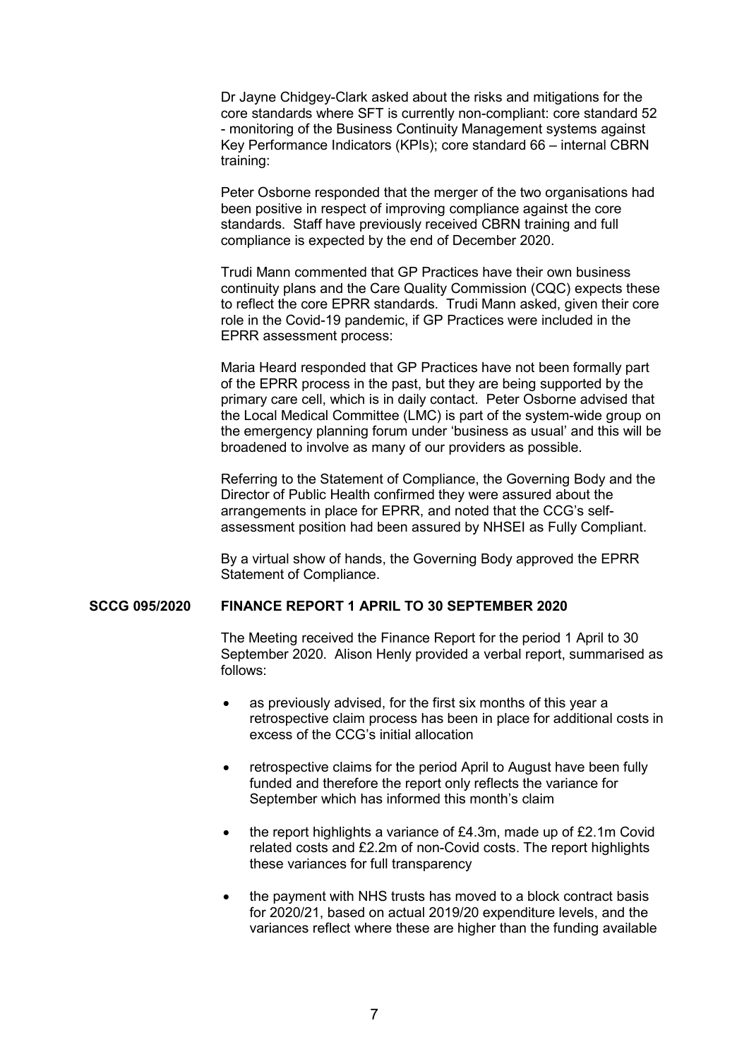Dr Jayne Chidgey-Clark asked about the risks and mitigations for the core standards where SFT is currently non-compliant: core standard 52 - monitoring of the Business Continuity Management systems against Key Performance Indicators (KPIs); core standard 66 – internal CBRN training:

Peter Osborne responded that the merger of the two organisations had been positive in respect of improving compliance against the core standards. Staff have previously received CBRN training and full compliance is expected by the end of December 2020.

Trudi Mann commented that GP Practices have their own business continuity plans and the Care Quality Commission (CQC) expects these to reflect the core EPRR standards. Trudi Mann asked, given their core role in the Covid-19 pandemic, if GP Practices were included in the EPRR assessment process:

Maria Heard responded that GP Practices have not been formally part of the EPRR process in the past, but they are being supported by the primary care cell, which is in daily contact. Peter Osborne advised that the Local Medical Committee (LMC) is part of the system-wide group on the emergency planning forum under 'business as usual' and this will be broadened to involve as many of our providers as possible.

Referring to the Statement of Compliance, the Governing Body and the Director of Public Health confirmed they were assured about the arrangements in place for EPRR, and noted that the CCG's self-assessment position had been assured by NHSEI as Fully Compliant.

By a virtual show of hands, the Governing Body approved the EPRR Statement of Compliance.

## SCCG 095/2020 FINANCE REPORT 1 APRIL TO 30 SEPTEMBER 2020

The Meeting received the Finance Report for the period 1 April to 30 September 2020. Alison Henly provided a verbal report, summarised as follows:

- as previously advised, for the first six months of this year a retrospective claim process has been in place for additional costs in excess of the CCG's initial allocation
- retrospective claims for the period April to August have been fully funded and therefore the report only reflects the variance for September which has informed this month's claim
- the report highlights a variance of £4.3m, made up of £2.1m Covid related costs and £2.2m of non-Covid costs. The report highlights these variances for full transparency
- the payment with NHS trusts has moved to a block contract basis for 2020/21, based on actual 2019/20 expenditure levels, and the variances reflect where these are higher than the funding available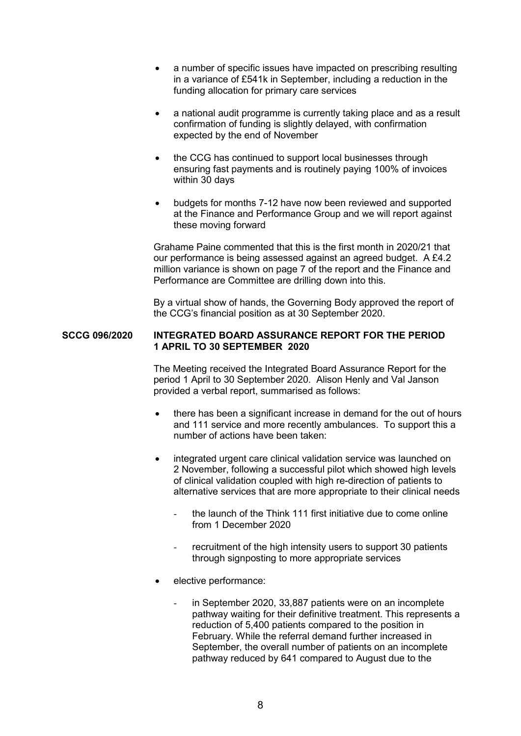- a number of specific issues have impacted on prescribing resulting in a variance of £541k in September, including a reduction in the funding allocation for primary care services

- a national audit programme is currently taking place and as a result confirmation of funding is slightly delayed, with confirmation expected by the end of November

- the CCG has continued to support local businesses through ensuring fast payments and is routinely paying 100% of invoices within 30 days

- budgets for months 7-12 have now been reviewed and supported at the Finance and Performance Group and we will report against these moving forward

Grahame Paine commented that this is the first month in 2020/21 that our performance is being assessed against an agreed budget. A £4.2 million variance is shown on page 7 of the report and the Finance and Performance are Committee are drilling down into this.

By a virtual show of hands, the Governing Body approved the report of the CCG's financial position as at 30 September 2020.

**SCCG 096/2020 INTEGRATED BOARD ASSURANCE REPORT FOR THE PERIOD 1 APRIL TO 30 SEPTEMBER 2020**

The Meeting received the Integrated Board Assurance Report for the period 1 April to 30 September 2020. Alison Henly and Val Janson provided a verbal report, summarised as follows:

- there has been a significant increase in demand for the out of hours and 111 service and more recently ambulances. To support this a number of actions have been taken:

- integrated urgent care clinical validation service was launched on 2 November, following a successful pilot which showed high levels of clinical validation coupled with high re-direction of patients to alternative services that are more appropriate to their clinical needs

  - the launch of the Think 111 first initiative due to come online from 1 December 2020

  - recruitment of the high intensity users to support 30 patients through signposting to more appropriate services

- elective performance:

  - in September 2020, 33,887 patients were on an incomplete pathway waiting for their definitive treatment. This represents a reduction of 5,400 patients compared to the position in February. While the referral demand further increased in September, the overall number of patients on an incomplete pathway reduced by 641 compared to August due to the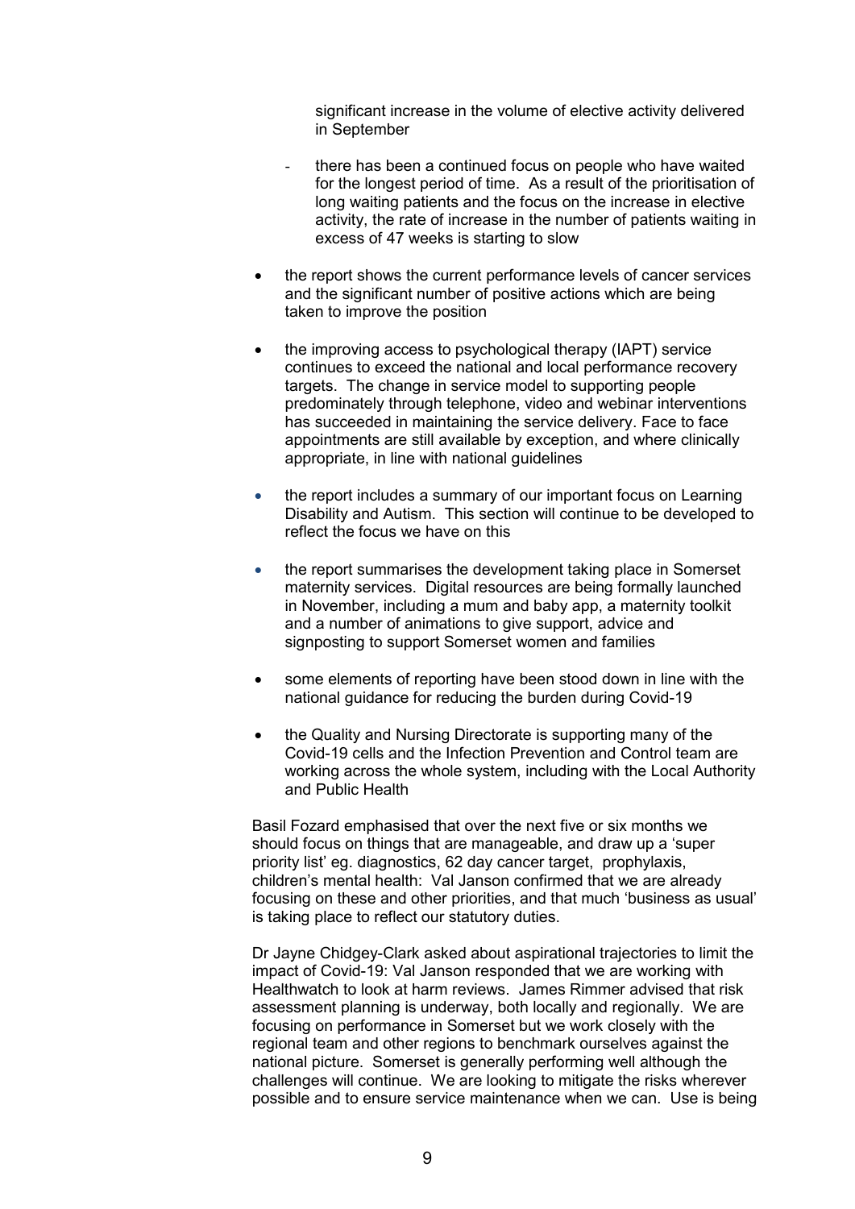significant increase in the volume of elective activity delivered in September

- there has been a continued focus on people who have waited for the longest period of time. As a result of the prioritisation of long waiting patients and the focus on the increase in elective activity, the rate of increase in the number of patients waiting in excess of 47 weeks is starting to slow

- the report shows the current performance levels of cancer services and the significant number of positive actions which are being taken to improve the position

- the improving access to psychological therapy (IAPT) service continues to exceed the national and local performance recovery targets. The change in service model to supporting people predominately through telephone, video and webinar interventions has succeeded in maintaining the service delivery. Face to face appointments are still available by exception, and where clinically appropriate, in line with national guidelines

- the report includes a summary of our important focus on Learning Disability and Autism. This section will continue to be developed to reflect the focus we have on this

- the report summarises the development taking place in Somerset maternity services. Digital resources are being formally launched in November, including a mum and baby app, a maternity toolkit and a number of animations to give support, advice and signposting to support Somerset women and families

- some elements of reporting have been stood down in line with the national guidance for reducing the burden during Covid-19

- the Quality and Nursing Directorate is supporting many of the Covid-19 cells and the Infection Prevention and Control team are working across the whole system, including with the Local Authority and Public Health

Basil Fozard emphasised that over the next five or six months we should focus on things that are manageable, and draw up a 'super priority list' eg. diagnostics, 62 day cancer target, prophylaxis, children's mental health: Val Janson confirmed that we are already focusing on these and other priorities, and that much 'business as usual' is taking place to reflect our statutory duties.

Dr Jayne Chidgey-Clark asked about aspirational trajectories to limit the impact of Covid-19: Val Janson responded that we are working with Healthwatch to look at harm reviews. James Rimmer advised that risk assessment planning is underway, both locally and regionally. We are focusing on performance in Somerset but we work closely with the regional team and other regions to benchmark ourselves against the national picture. Somerset is generally performing well although the challenges will continue. We are looking to mitigate the risks wherever possible and to ensure service maintenance when we can. Use is being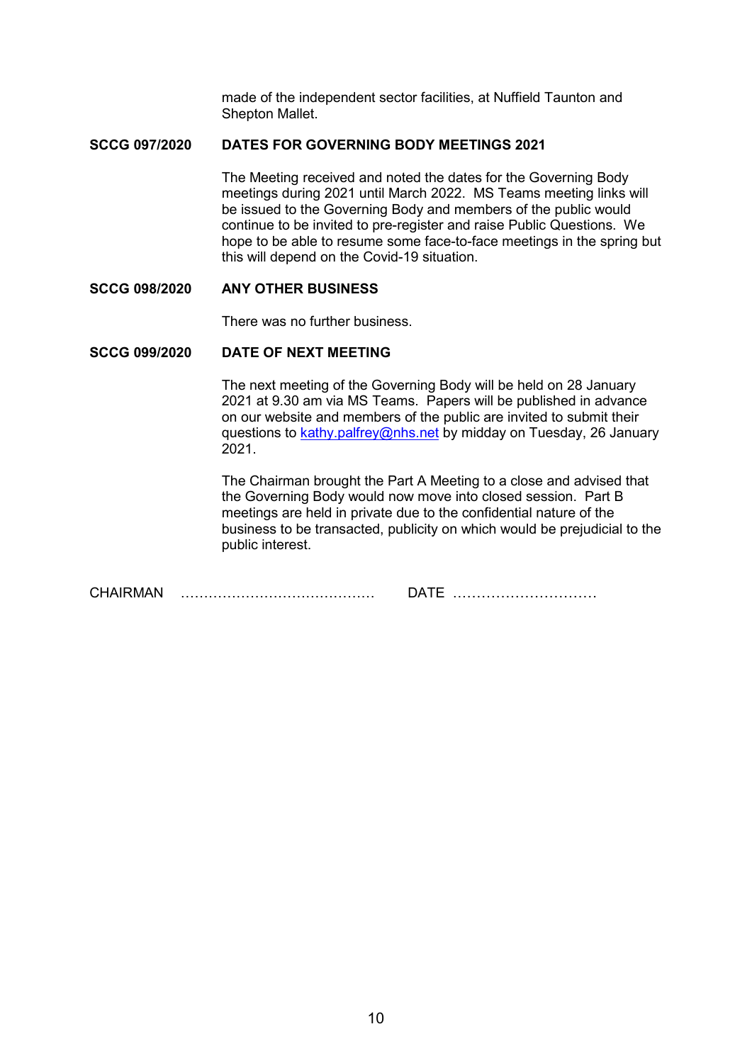made of the independent sector facilities, at Nuffield Taunton and Shepton Mallet.

**SCCG 097/2020 DATES FOR GOVERNING BODY MEETINGS 2021**

The Meeting received and noted the dates for the Governing Body meetings during 2021 until March 2022. MS Teams meeting links will be issued to the Governing Body and members of the public would continue to be invited to pre-register and raise Public Questions. We hope to be able to resume some face-to-face meetings in the spring but this will depend on the Covid-19 situation.

**SCCG 098/2020 ANY OTHER BUSINESS**

There was no further business.

**SCCG 099/2020 DATE OF NEXT MEETING**

The next meeting of the Governing Body will be held on 28 January 2021 at 9.30 am via MS Teams. Papers will be published in advance on our website and members of the public are invited to submit their questions to [kathy.palfrey@nhs.net](mailto:kathy.palfrey@nhs.net) by midday on Tuesday, 26 January 2021.

The Chairman brought the Part A Meeting to a close and advised that the Governing Body would now move into closed session. Part B meetings are held in private due to the confidential nature of the business to be transacted, publicity on which would be prejudicial to the public interest.

CHAIRMAN ………………………………… DATE …………………………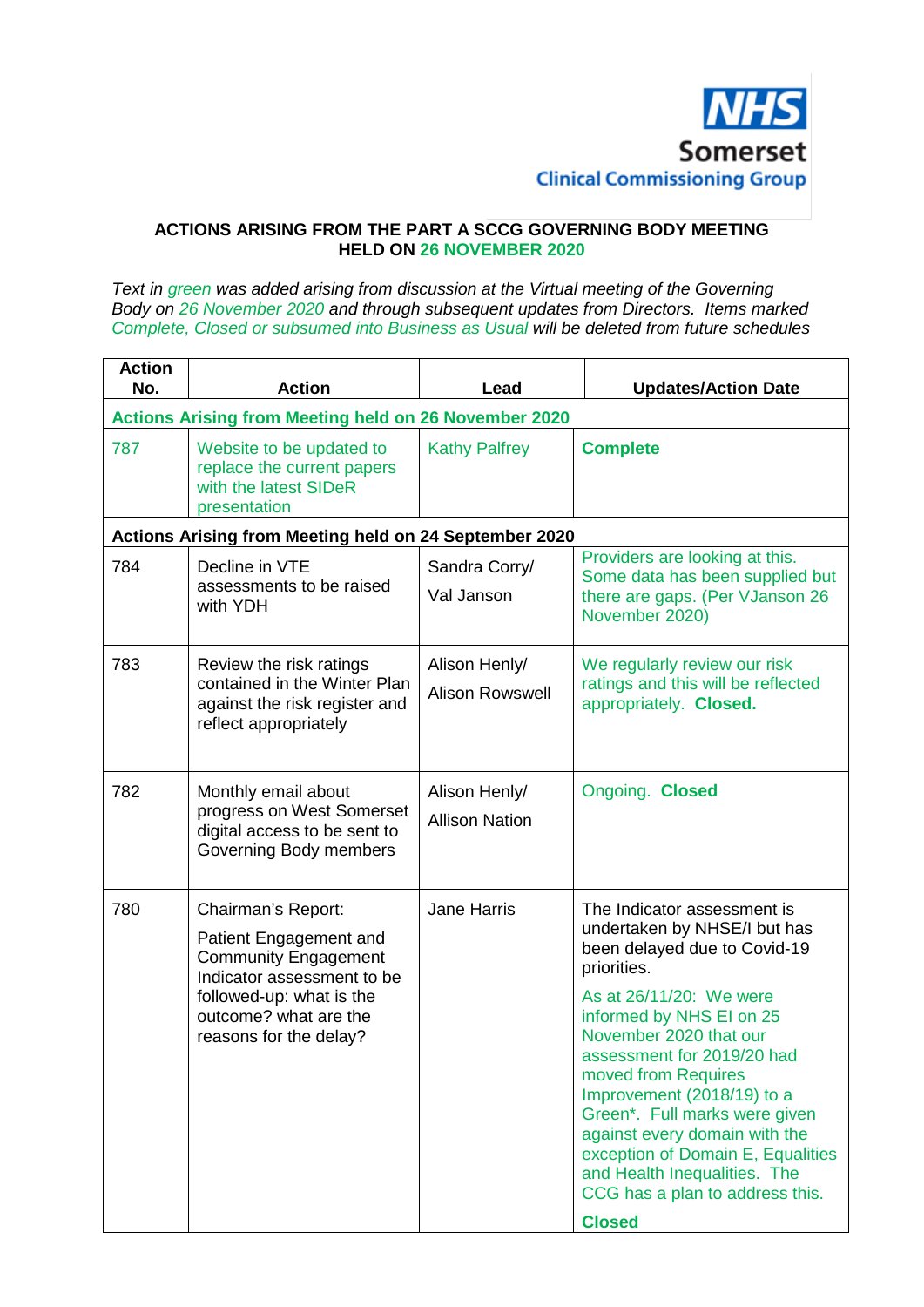NHS Somerset Clinical Commissioning Group

**ACTIONS ARISING FROM THE PART A SCCG GOVERNING BODY MEETING HELD ON 26 NOVEMBER 2020**

*Text in green was added arising from discussion at the Virtual meeting of the Governing Body on 26 November 2020 and through subsequent updates from Directors. Items marked Complete, Closed or subsumed into Business as Usual will be deleted from future schedules*

| Action No. | Action | Lead | Updates/Action Date |
|---|---|---|---|
| **Actions Arising from Meeting held on 26 November 2020** | | | |
| 787 | Website to be updated to replace the current papers with the latest SIDeR presentation | Kathy Palfrey | **Complete** |
| **Actions Arising from Meeting held on 24 September 2020** | | | |
| 784 | Decline in VTE assessments to be raised with YDH | Sandra Corry/ Val Janson | Providers are looking at this. Some data has been supplied but there are gaps. (Per VJanson 26 November 2020) |
| 783 | Review the risk ratings contained in the Winter Plan against the risk register and reflect appropriately | Alison Henly/ Alison Rowswell | We regularly review our risk ratings and this will be reflected appropriately. **Closed.** |
| 782 | Monthly email about progress on West Somerset digital access to be sent to Governing Body members | Alison Henly/ Allison Nation | Ongoing. **Closed** |
| 780 | Chairman's Report: Patient Engagement and Community Engagement Indicator assessment to be followed-up: what is the outcome? what are the reasons for the delay? | Jane Harris | The Indicator assessment is undertaken by NHSE/I but has been delayed due to Covid-19 priorities. As at 26/11/20: We were informed by NHS EI on 25 November 2020 that our assessment for 2019/20 had moved from Requires Improvement (2018/19) to a Green*. Full marks were given against every domain with the exception of Domain E, Equalities and Health Inequalities. The CCG has a plan to address this. **Closed** |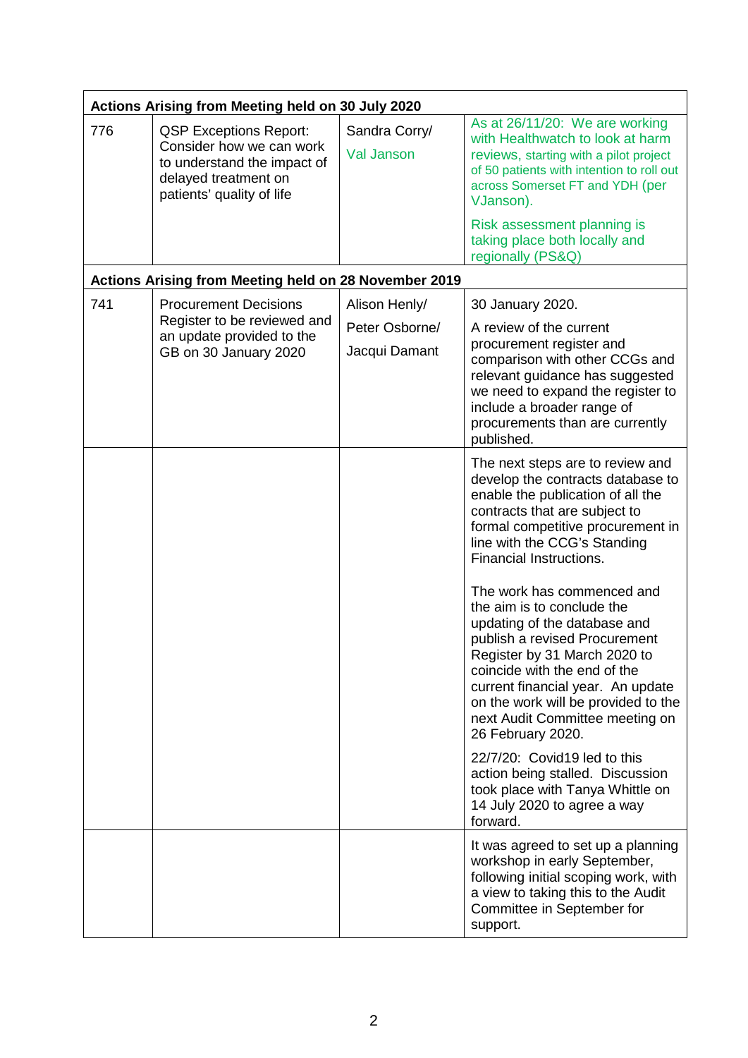| Actions Arising from Meeting held on 30 July 2020 | | | |
|---|---|---|---|
| 776 | QSP Exceptions Report: Consider how we can work to understand the impact of delayed treatment on patients' quality of life | Sandra Corry/ Val Janson | As at 26/11/20: We are working with Healthwatch to look at harm reviews, starting with a pilot project of 50 patients with intention to roll out across Somerset FT and YDH (per VJanson). Risk assessment planning is taking place both locally and regionally (PS&Q) |
| **Actions Arising from Meeting held on 28 November 2019** | | | |
| 741 | Procurement Decisions Register to be reviewed and an update provided to the GB on 30 January 2020 | Alison Henly/ Peter Osborne/ Jacqui Damant | 30 January 2020. A review of the current procurement register and comparison with other CCGs and relevant guidance has suggested we need to expand the register to include a broader range of procurements than are currently published. |
| | | | The next steps are to review and develop the contracts database to enable the publication of all the contracts that are subject to formal competitive procurement in line with the CCG's Standing Financial Instructions. The work has commenced and the aim is to conclude the updating of the database and publish a revised Procurement Register by 31 March 2020 to coincide with the end of the current financial year. An update on the work will be provided to the next Audit Committee meeting on 26 February 2020. 22/7/20: Covid19 led to this action being stalled. Discussion took place with Tanya Whittle on 14 July 2020 to agree a way forward. |
| | | | It was agreed to set up a planning workshop in early September, following initial scoping work, with a view to taking this to the Audit Committee in September for support. |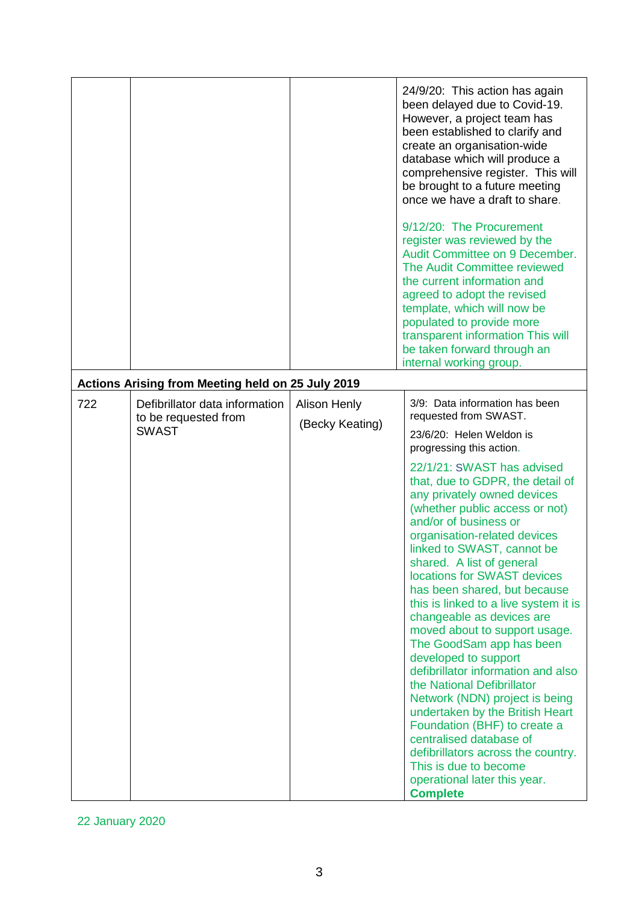| | | | |
|---|---|---|---|
| | | | 24/9/20: This action has again been delayed due to Covid-19. However, a project team has been established to clarify and create an organisation-wide database which will produce a comprehensive register. This will be brought to a future meeting once we have a draft to share.<br><br>9/12/20: The Procurement register was reviewed by the Audit Committee on 9 December. The Audit Committee reviewed the current information and agreed to adopt the revised template, which will now be populated to provide more transparent information This will be taken forward through an internal working group. |
| **Actions Arising from Meeting held on 25 July 2019** | | | |
| 722 | Defibrillator data information to be requested from SWAST | Alison Henly<br><br>(Becky Keating) | 3/9: Data information has been requested from SWAST.<br><br>23/6/20: Helen Weldon is progressing this action.<br><br>22/1/21: SWAST has advised that, due to GDPR, the detail of any privately owned devices (whether public access or not) and/or of business or organisation-related devices linked to SWAST, cannot be shared. A list of general locations for SWAST devices has been shared, but because this is linked to a live system it is changeable as devices are moved about to support usage. The GoodSam app has been developed to support defibrillator information and also the National Defibrillator Network (NDN) project is being undertaken by the British Heart Foundation (BHF) to create a centralised database of defibrillators across the country. This is due to become operational later this year.<br>**Complete** |

22 January 2020